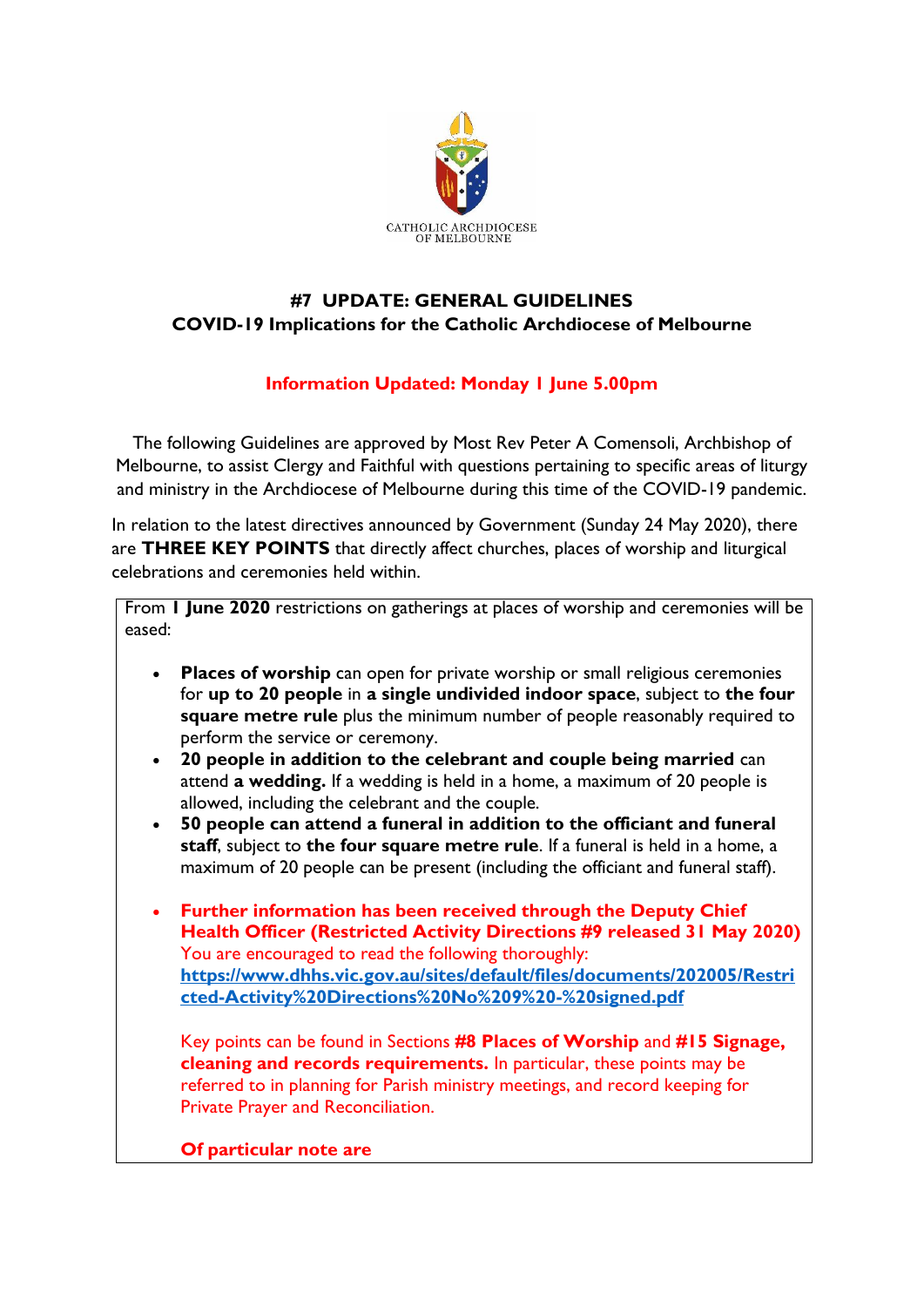CATHOLIC ARCHDIOCESE OF MELBOURNE

## #7 UPDATE: GENERAL GUIDELINES
## COVID-19 Implications for the Catholic Archdiocese of Melbourne

**Information Updated: Monday 1 June 5.00pm**

The following Guidelines are approved by Most Rev Peter A Comensoli, Archbishop of Melbourne, to assist Clergy and Faithful with questions pertaining to specific areas of liturgy and ministry in the Archdiocese of Melbourne during this time of the COVID-19 pandemic.

In relation to the latest directives announced by Government (Sunday 24 May 2020), there are **THREE KEY POINTS** that directly affect churches, places of worship and liturgical celebrations and ceremonies held within.

From **1 June 2020** restrictions on gatherings at places of worship and ceremonies will be eased:

- **Places of worship** can open for private worship or small religious ceremonies for **up to 20 people** in **a single undivided indoor space**, subject to **the four square metre rule** plus the minimum number of people reasonably required to perform the service or ceremony.
- **20 people in addition to the celebrant and couple being married** can attend **a wedding.** If a wedding is held in a home, a maximum of 20 people is allowed, including the celebrant and the couple.
- **50 people can attend a funeral in addition to the officiant and funeral staff**, subject to **the four square metre rule**. If a funeral is held in a home, a maximum of 20 people can be present (including the officiant and funeral staff).
- **Further information has been received through the Deputy Chief Health Officer (Restricted Activity Directions #9 released 31 May 2020)**
  You are encouraged to read the following thoroughly:
  **https://www.dhhs.vic.gov.au/sites/default/files/documents/202005/Restricted-Activity%20Directions%20No%209%20-%20signed.pdf**

  Key points can be found in Sections **#8 Places of Worship** and **#15 Signage, cleaning and records requirements.** In particular, these points may be referred to in planning for Parish ministry meetings, and record keeping for Private Prayer and Reconciliation.

  **Of particular note are**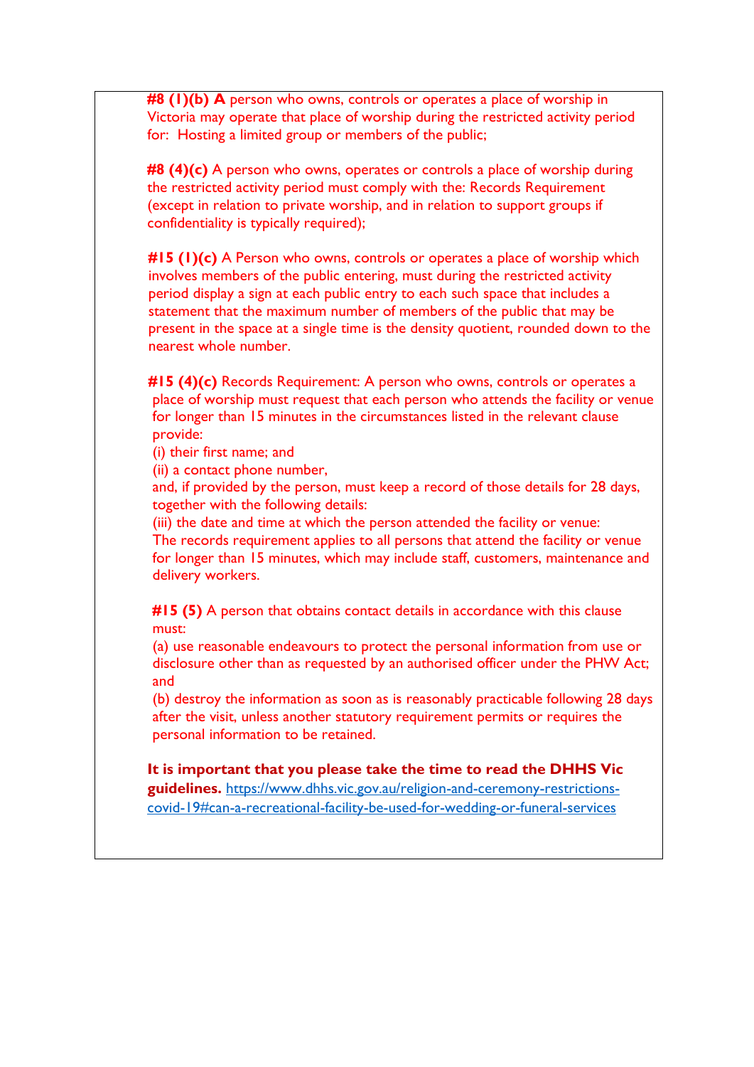**#8 (1)(b) A** person who owns, controls or operates a place of worship in Victoria may operate that place of worship during the restricted activity period for: Hosting a limited group or members of the public;

**#8 (4)(c)** A person who owns, operates or controls a place of worship during the restricted activity period must comply with the: Records Requirement (except in relation to private worship, and in relation to support groups if confidentiality is typically required);

**#15 (1)(c)** A Person who owns, controls or operates a place of worship which involves members of the public entering, must during the restricted activity period display a sign at each public entry to each such space that includes a statement that the maximum number of members of the public that may be present in the space at a single time is the density quotient, rounded down to the nearest whole number.

**#15 (4)(c)** Records Requirement: A person who owns, controls or operates a place of worship must request that each person who attends the facility or venue for longer than 15 minutes in the circumstances listed in the relevant clause provide:
(i) their first name; and
(ii) a contact phone number,
and, if provided by the person, must keep a record of those details for 28 days, together with the following details:
(iii) the date and time at which the person attended the facility or venue:
The records requirement applies to all persons that attend the facility or venue for longer than 15 minutes, which may include staff, customers, maintenance and delivery workers.

**#15 (5)** A person that obtains contact details in accordance with this clause must:
(a) use reasonable endeavours to protect the personal information from use or disclosure other than as requested by an authorised officer under the PHW Act; and
(b) destroy the information as soon as is reasonably practicable following 28 days after the visit, unless another statutory requirement permits or requires the personal information to be retained.

**It is important that you please take the time to read the DHHS Vic guidelines.** https://www.dhhs.vic.gov.au/religion-and-ceremony-restrictions-covid-19#can-a-recreational-facility-be-used-for-wedding-or-funeral-services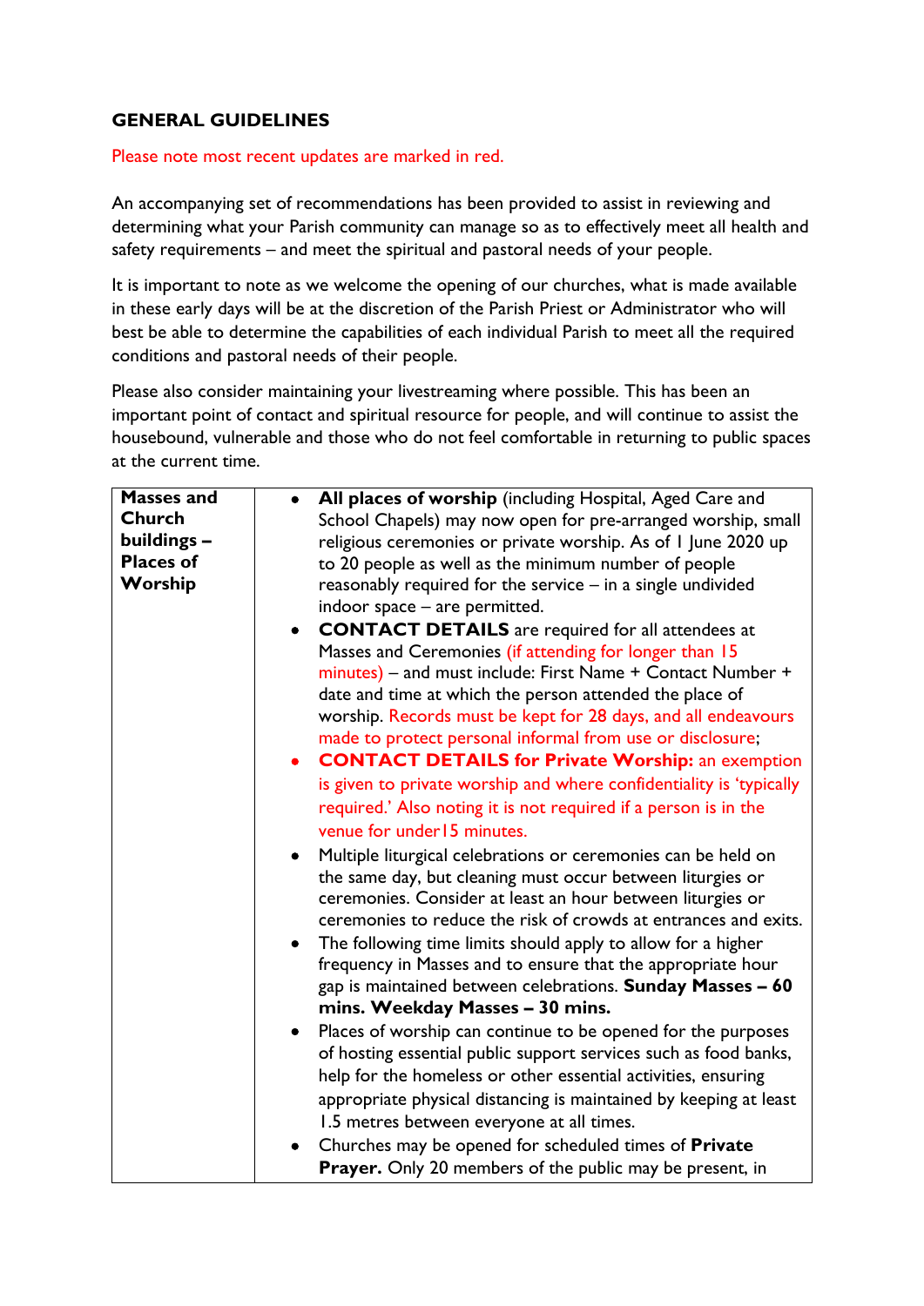## GENERAL GUIDELINES

Please note most recent updates are marked in red.

An accompanying set of recommendations has been provided to assist in reviewing and determining what your Parish community can manage so as to effectively meet all health and safety requirements – and meet the spiritual and pastoral needs of your people.

It is important to note as we welcome the opening of our churches, what is made available in these early days will be at the discretion of the Parish Priest or Administrator who will best be able to determine the capabilities of each individual Parish to meet all the required conditions and pastoral needs of their people.

Please also consider maintaining your livestreaming where possible. This has been an important point of contact and spiritual resource for people, and will continue to assist the housebound, vulnerable and those who do not feel comfortable in returning to public spaces at the current time.

| **Masses and Church buildings – Places of Worship** | • **All places of worship** (including Hospital, Aged Care and School Chapels) may now open for pre-arranged worship, small religious ceremonies or private worship. As of 1 June 2020 up to 20 people as well as the minimum number of people reasonably required for the service – in a single undivided indoor space – are permitted.<br>• **CONTACT DETAILS** are required for all attendees at Masses and Ceremonies (if attending for longer than 15 minutes) – and must include: First Name + Contact Number + date and time at which the person attended the place of worship. Records must be kept for 28 days, and all endeavours made to protect personal informal from use or disclosure;<br>• **CONTACT DETAILS for Private Worship:** an exemption is given to private worship and where confidentiality is 'typically required.' Also noting it is not required if a person is in the venue for under15 minutes.<br>• Multiple liturgical celebrations or ceremonies can be held on the same day, but cleaning must occur between liturgies or ceremonies. Consider at least an hour between liturgies or ceremonies to reduce the risk of crowds at entrances and exits.<br>• The following time limits should apply to allow for a higher frequency in Masses and to ensure that the appropriate hour gap is maintained between celebrations. **Sunday Masses – 60 mins. Weekday Masses – 30 mins.**<br>• Places of worship can continue to be opened for the purposes of hosting essential public support services such as food banks, help for the homeless or other essential activities, ensuring appropriate physical distancing is maintained by keeping at least 1.5 metres between everyone at all times.<br>• Churches may be opened for scheduled times of **Private Prayer.** Only 20 members of the public may be present, in |
|---|---|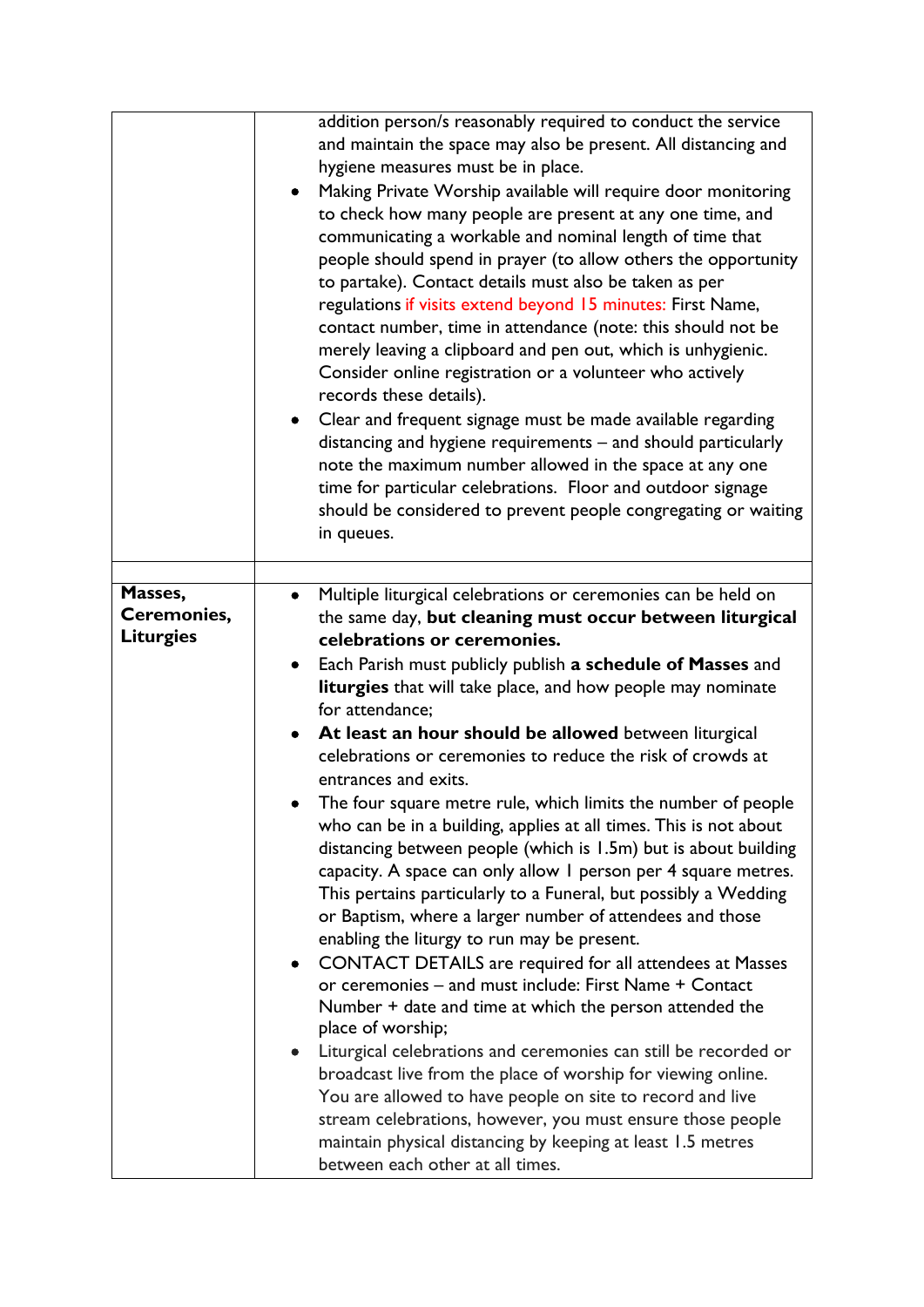| | |
|---|---|
| | addition person/s reasonably required to conduct the service and maintain the space may also be present. All distancing and hygiene measures must be in place.<br>• Making Private Worship available will require door monitoring to check how many people are present at any one time, and communicating a workable and nominal length of time that people should spend in prayer (to allow others the opportunity to partake). Contact details must also be taken as per regulations if visits extend beyond 15 minutes: First Name, contact number, time in attendance (note: this should not be merely leaving a clipboard and pen out, which is unhygienic. Consider online registration or a volunteer who actively records these details).<br>• Clear and frequent signage must be made available regarding distancing and hygiene requirements – and should particularly note the maximum number allowed in the space at any one time for particular celebrations. Floor and outdoor signage should be considered to prevent people congregating or waiting in queues. |
| | |
| **Masses, Ceremonies, Liturgies** | • Multiple liturgical celebrations or ceremonies can be held on the same day, **but cleaning must occur between liturgical celebrations or ceremonies.**<br>• Each Parish must publicly publish **a schedule of Masses** and **liturgies** that will take place, and how people may nominate for attendance;<br>• **At least an hour should be allowed** between liturgical celebrations or ceremonies to reduce the risk of crowds at entrances and exits.<br>• The four square metre rule, which limits the number of people who can be in a building, applies at all times. This is not about distancing between people (which is 1.5m) but is about building capacity. A space can only allow 1 person per 4 square metres. This pertains particularly to a Funeral, but possibly a Wedding or Baptism, where a larger number of attendees and those enabling the liturgy to run may be present.<br>• CONTACT DETAILS are required for all attendees at Masses or ceremonies – and must include: First Name + Contact Number + date and time at which the person attended the place of worship;<br>• Liturgical celebrations and ceremonies can still be recorded or broadcast live from the place of worship for viewing online. You are allowed to have people on site to record and live stream celebrations, however, you must ensure those people maintain physical distancing by keeping at least 1.5 metres between each other at all times. |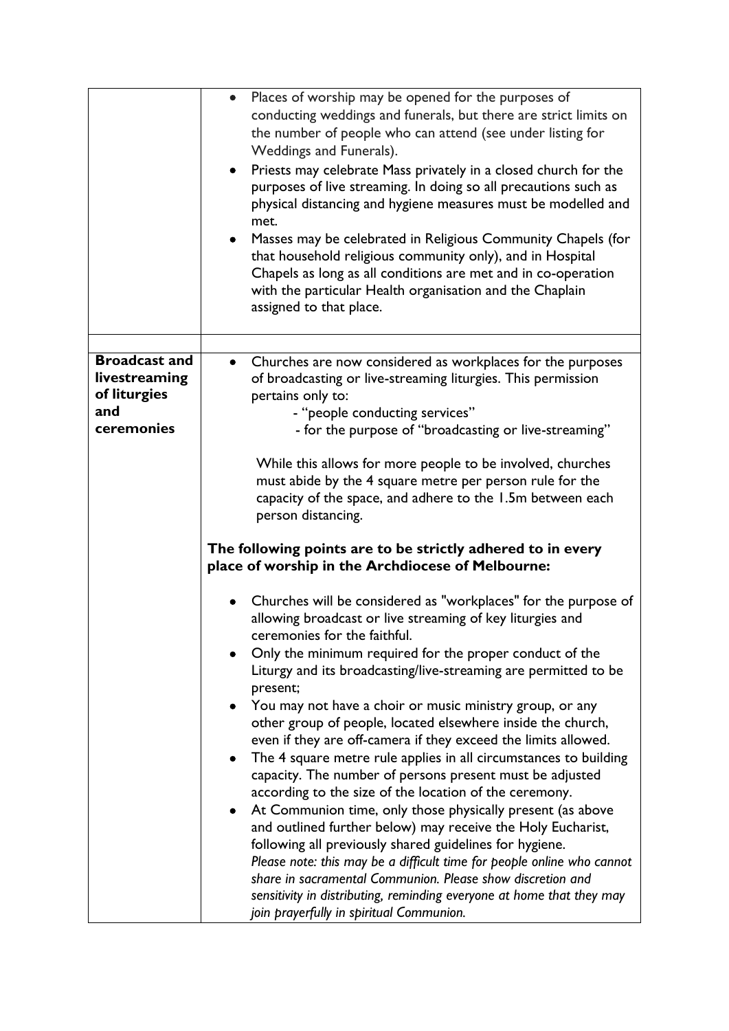| | |
|---|---|
| | • Places of worship may be opened for the purposes of conducting weddings and funerals, but there are strict limits on the number of people who can attend (see under listing for Weddings and Funerals).<br>• Priests may celebrate Mass privately in a closed church for the purposes of live streaming. In doing so all precautions such as physical distancing and hygiene measures must be modelled and met.<br>• Masses may be celebrated in Religious Community Chapels (for that household religious community only), and in Hospital Chapels as long as all conditions are met and in co-operation with the particular Health organisation and the Chaplain assigned to that place. |
| | |
| **Broadcast and livestreaming of liturgies and ceremonies** | • Churches are now considered as workplaces for the purposes of broadcasting or live-streaming liturgies. This permission pertains only to:<br>- "people conducting services"<br>- for the purpose of "broadcasting or live-streaming"<br><br>While this allows for more people to be involved, churches must abide by the 4 square metre per person rule for the capacity of the space, and adhere to the 1.5m between each person distancing.<br><br>**The following points are to be strictly adhered to in every place of worship in the Archdiocese of Melbourne:**<br><br>• Churches will be considered as "workplaces" for the purpose of allowing broadcast or live streaming of key liturgies and ceremonies for the faithful.<br>• Only the minimum required for the proper conduct of the Liturgy and its broadcasting/live-streaming are permitted to be present;<br>• You may not have a choir or music ministry group, or any other group of people, located elsewhere inside the church, even if they are off-camera if they exceed the limits allowed.<br>• The 4 square metre rule applies in all circumstances to building capacity. The number of persons present must be adjusted according to the size of the location of the ceremony.<br>• At Communion time, only those physically present (as above and outlined further below) may receive the Holy Eucharist, following all previously shared guidelines for hygiene.<br>*Please note: this may be a difficult time for people online who cannot share in sacramental Communion. Please show discretion and sensitivity in distributing, reminding everyone at home that they may join prayerfully in spiritual Communion.* |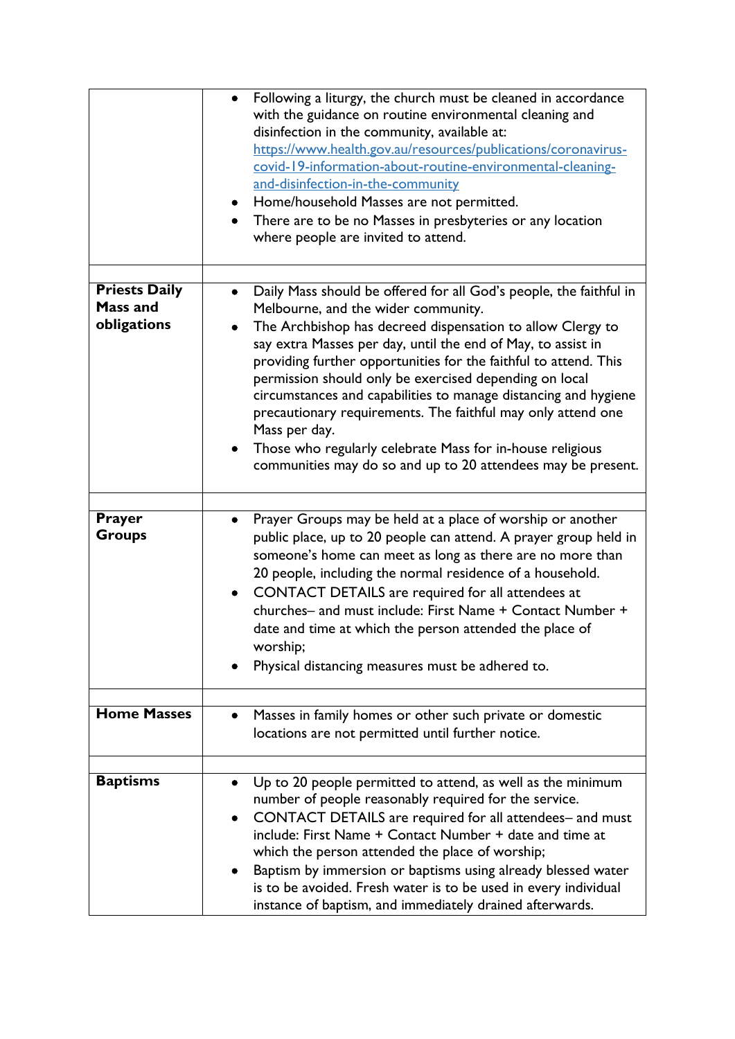| | |
|---|---|
| | • Following a liturgy, the church must be cleaned in accordance with the guidance on routine environmental cleaning and disinfection in the community, available at: [https://www.health.gov.au/resources/publications/coronavirus-covid-19-information-about-routine-environmental-cleaning-and-disinfection-in-the-community](https://www.health.gov.au/resources/publications/coronavirus-covid-19-information-about-routine-environmental-cleaning-and-disinfection-in-the-community)<br>• Home/household Masses are not permitted.<br>• There are to be no Masses in presbyteries or any location where people are invited to attend. |
| | |
| **Priests Daily Mass and obligations** | • Daily Mass should be offered for all God's people, the faithful in Melbourne, and the wider community.<br>• The Archbishop has decreed dispensation to allow Clergy to say extra Masses per day, until the end of May, to assist in providing further opportunities for the faithful to attend. This permission should only be exercised depending on local circumstances and capabilities to manage distancing and hygiene precautionary requirements. The faithful may only attend one Mass per day.<br>• Those who regularly celebrate Mass for in-house religious communities may do so and up to 20 attendees may be present. |
| | |
| **Prayer Groups** | • Prayer Groups may be held at a place of worship or another public place, up to 20 people can attend. A prayer group held in someone's home can meet as long as there are no more than 20 people, including the normal residence of a household.<br>• CONTACT DETAILS are required for all attendees at churches– and must include: First Name + Contact Number + date and time at which the person attended the place of worship;<br>• Physical distancing measures must be adhered to. |
| | |
| **Home Masses** | • Masses in family homes or other such private or domestic locations are not permitted until further notice. |
| | |
| **Baptisms** | • Up to 20 people permitted to attend, as well as the minimum number of people reasonably required for the service.<br>• CONTACT DETAILS are required for all attendees– and must include: First Name + Contact Number + date and time at which the person attended the place of worship;<br>• Baptism by immersion or baptisms using already blessed water is to be avoided. Fresh water is to be used in every individual instance of baptism, and immediately drained afterwards. |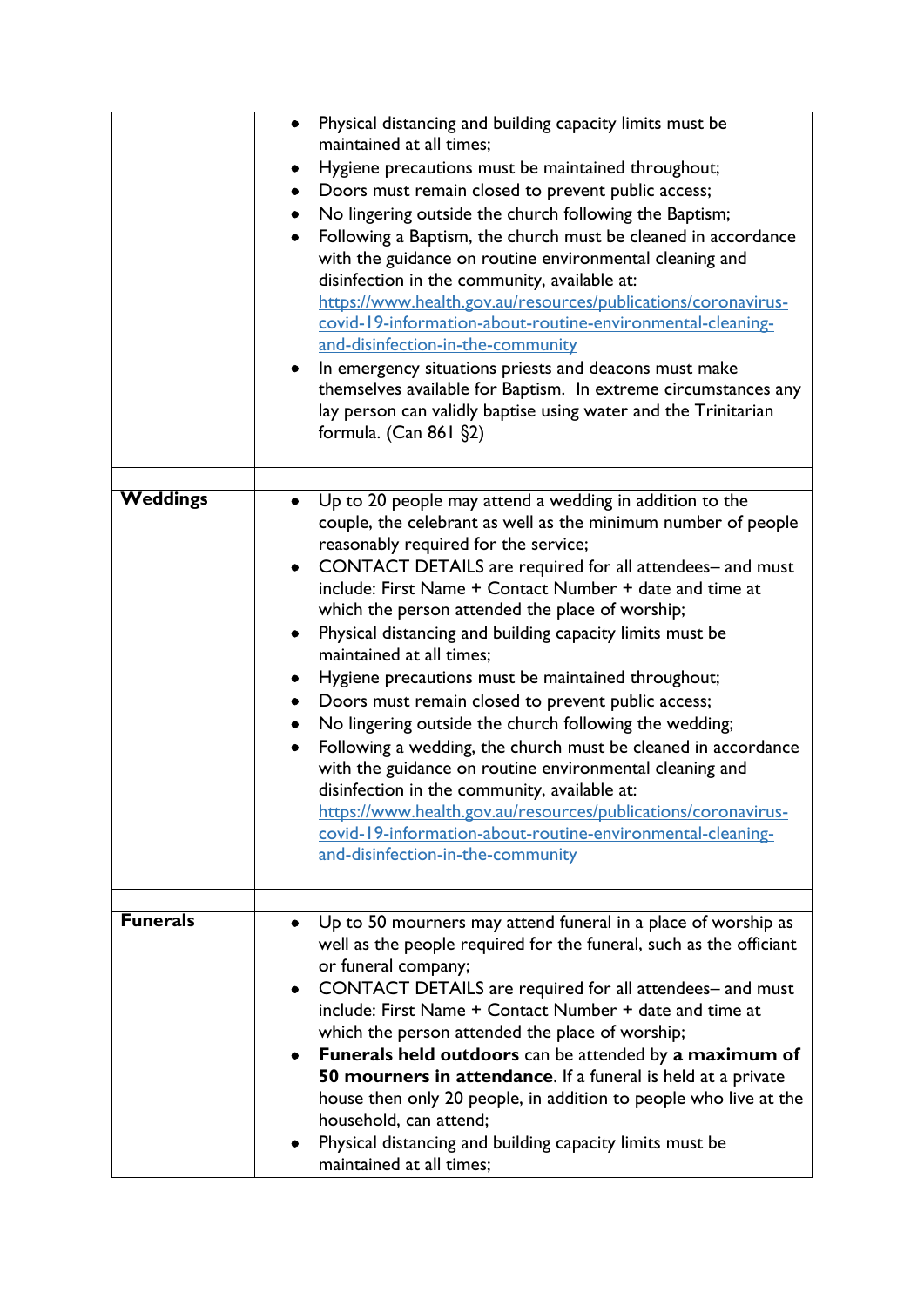| | |
|---|---|
| | <ul><li>Physical distancing and building capacity limits must be maintained at all times;</li><li>Hygiene precautions must be maintained throughout;</li><li>Doors must remain closed to prevent public access;</li><li>No lingering outside the church following the Baptism;</li><li>Following a Baptism, the church must be cleaned in accordance with the guidance on routine environmental cleaning and disinfection in the community, available at: [https://www.health.gov.au/resources/publications/coronavirus-covid-19-information-about-routine-environmental-cleaning-and-disinfection-in-the-community](https://www.health.gov.au/resources/publications/coronavirus-covid-19-information-about-routine-environmental-cleaning-and-disinfection-in-the-community)</li><li>In emergency situations priests and deacons must make themselves available for Baptism. In extreme circumstances any lay person can validly baptise using water and the Trinitarian formula. (Can 861 §2)</li></ul> |
| | |
| **Weddings** | <ul><li>Up to 20 people may attend a wedding in addition to the couple, the celebrant as well as the minimum number of people reasonably required for the service;</li><li>CONTACT DETAILS are required for all attendees– and must include: First Name + Contact Number + date and time at which the person attended the place of worship;</li><li>Physical distancing and building capacity limits must be maintained at all times;</li><li>Hygiene precautions must be maintained throughout;</li><li>Doors must remain closed to prevent public access;</li><li>No lingering outside the church following the wedding;</li><li>Following a wedding, the church must be cleaned in accordance with the guidance on routine environmental cleaning and disinfection in the community, available at: [https://www.health.gov.au/resources/publications/coronavirus-covid-19-information-about-routine-environmental-cleaning-and-disinfection-in-the-community](https://www.health.gov.au/resources/publications/coronavirus-covid-19-information-about-routine-environmental-cleaning-and-disinfection-in-the-community)</li></ul> |
| | |
| **Funerals** | <ul><li>Up to 50 mourners may attend funeral in a place of worship as well as the people required for the funeral, such as the officiant or funeral company;</li><li>CONTACT DETAILS are required for all attendees– and must include: First Name + Contact Number + date and time at which the person attended the place of worship;</li><li>**Funerals held outdoors** can be attended by **a maximum of 50 mourners in attendance**. If a funeral is held at a private house then only 20 people, in addition to people who live at the household, can attend;</li><li>Physical distancing and building capacity limits must be maintained at all times;</li></ul> |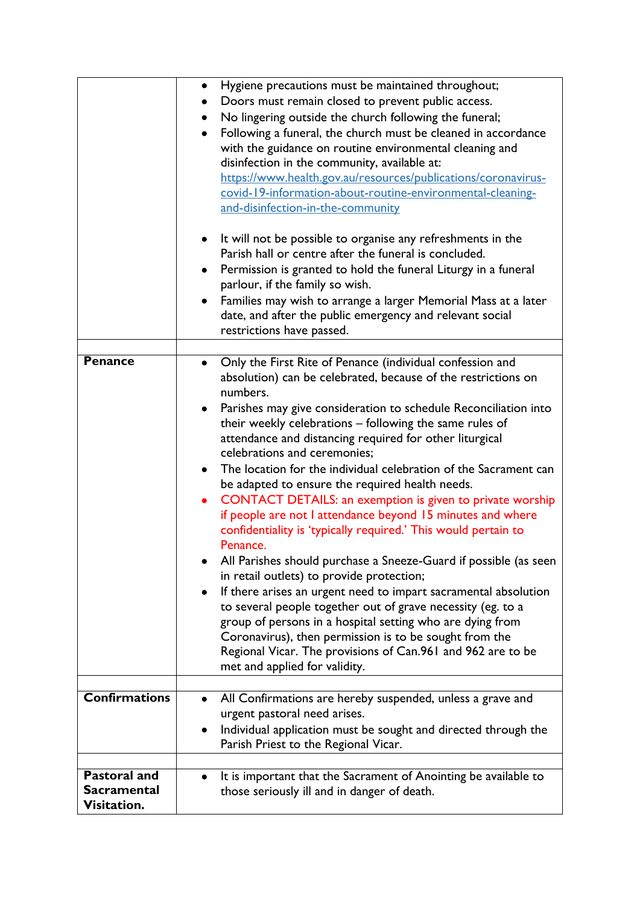| | |
|---|---|
| | • Hygiene precautions must be maintained throughout;<br>• Doors must remain closed to prevent public access.<br>• No lingering outside the church following the funeral;<br>• Following a funeral, the church must be cleaned in accordance with the guidance on routine environmental cleaning and disinfection in the community, available at: [https://www.health.gov.au/resources/publications/coronavirus-covid-19-information-about-routine-environmental-cleaning-and-disinfection-in-the-community](https://www.health.gov.au/resources/publications/coronavirus-covid-19-information-about-routine-environmental-cleaning-and-disinfection-in-the-community)<br><br>• It will not be possible to organise any refreshments in the Parish hall or centre after the funeral is concluded.<br>• Permission is granted to hold the funeral Liturgy in a funeral parlour, if the family so wish.<br>• Families may wish to arrange a larger Memorial Mass at a later date, and after the public emergency and relevant social restrictions have passed. |
| | |
| **Penance** | • Only the First Rite of Penance (individual confession and absolution) can be celebrated, because of the restrictions on numbers.<br>• Parishes may give consideration to schedule Reconciliation into their weekly celebrations – following the same rules of attendance and distancing required for other liturgical celebrations and ceremonies;<br>• The location for the individual celebration of the Sacrament can be adapted to ensure the required health needs.<br>• CONTACT DETAILS: an exemption is given to private worship if people are not I attendance beyond 15 minutes and where confidentiality is 'typically required.' This would pertain to Penance.<br>• All Parishes should purchase a Sneeze-Guard if possible (as seen in retail outlets) to provide protection;<br>• If there arises an urgent need to impart sacramental absolution to several people together out of grave necessity (eg. to a group of persons in a hospital setting who are dying from Coronavirus), then permission is to be sought from the Regional Vicar. The provisions of Can.961 and 962 are to be met and applied for validity. |
| | |
| **Confirmations** | • All Confirmations are hereby suspended, unless a grave and urgent pastoral need arises.<br>• Individual application must be sought and directed through the Parish Priest to the Regional Vicar. |
| | |
| **Pastoral and Sacramental Visitation.** | • It is important that the Sacrament of Anointing be available to those seriously ill and in danger of death. |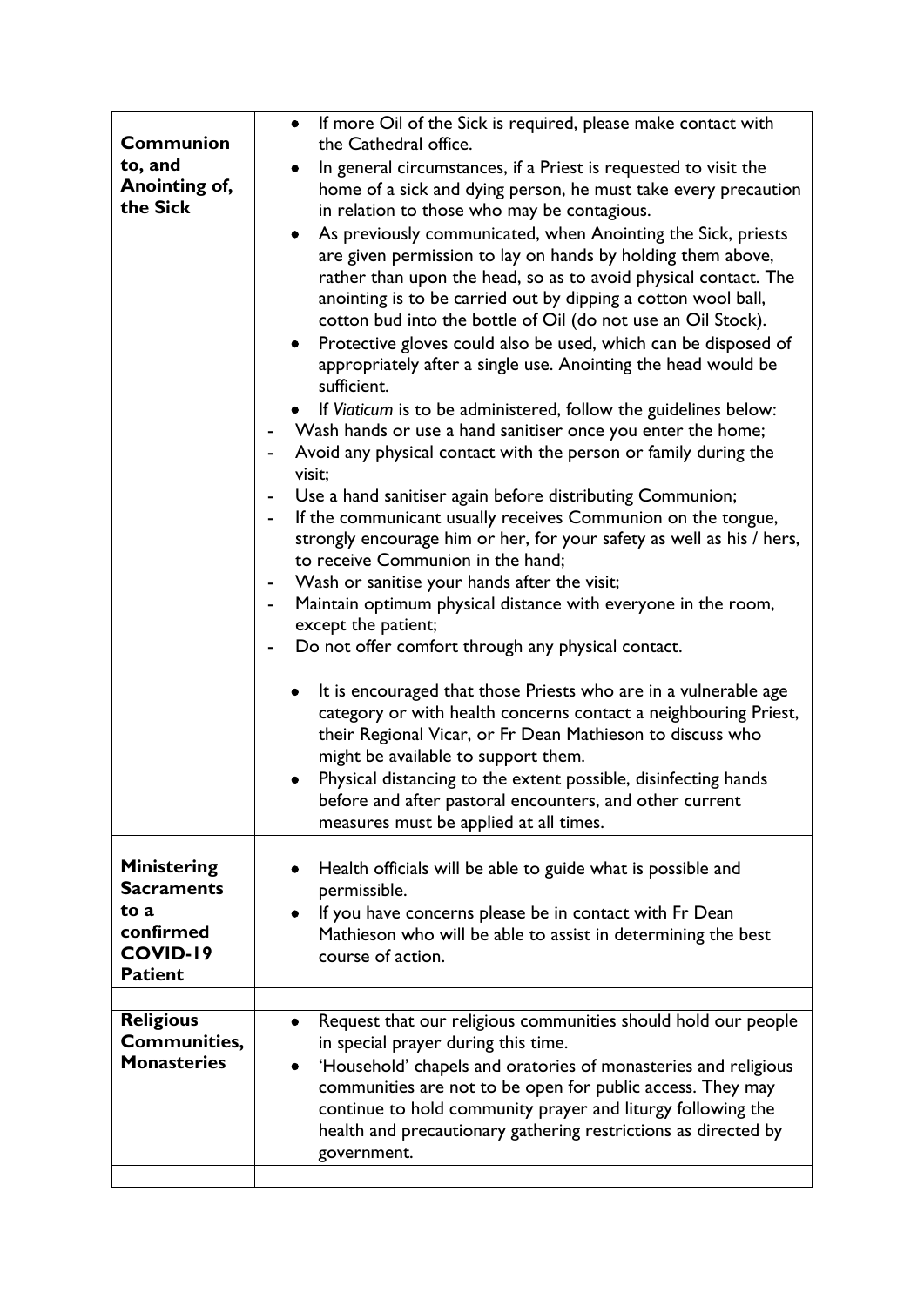| | |
|---|---|
| **Communion to, and Anointing of, the Sick** | • If more Oil of the Sick is required, please make contact with the Cathedral office.<br>• In general circumstances, if a Priest is requested to visit the home of a sick and dying person, he must take every precaution in relation to those who may be contagious.<br>• As previously communicated, when Anointing the Sick, priests are given permission to lay on hands by holding them above, rather than upon the head, so as to avoid physical contact. The anointing is to be carried out by dipping a cotton wool ball, cotton bud into the bottle of Oil (do not use an Oil Stock).<br>• Protective gloves could also be used, which can be disposed of appropriately after a single use. Anointing the head would be sufficient.<br>• If *Viaticum* is to be administered, follow the guidelines below:<br>- Wash hands or use a hand sanitiser once you enter the home;<br>- Avoid any physical contact with the person or family during the visit;<br>- Use a hand sanitiser again before distributing Communion;<br>- If the communicant usually receives Communion on the tongue, strongly encourage him or her, for your safety as well as his / hers, to receive Communion in the hand;<br>- Wash or sanitise your hands after the visit;<br>- Maintain optimum physical distance with everyone in the room, except the patient;<br>- Do not offer comfort through any physical contact.<br><br>• It is encouraged that those Priests who are in a vulnerable age category or with health concerns contact a neighbouring Priest, their Regional Vicar, or Fr Dean Mathieson to discuss who might be available to support them.<br>• Physical distancing to the extent possible, disinfecting hands before and after pastoral encounters, and other current measures must be applied at all times. |
| | |
| **Ministering Sacraments to a confirmed COVID-19 Patient** | • Health officials will be able to guide what is possible and permissible.<br>• If you have concerns please be in contact with Fr Dean Mathieson who will be able to assist in determining the best course of action. |
| | |
| **Religious Communities, Monasteries** | • Request that our religious communities should hold our people in special prayer during this time.<br>• 'Household' chapels and oratories of monasteries and religious communities are not to be open for public access. They may continue to hold community prayer and liturgy following the health and precautionary gathering restrictions as directed by government. |
| | |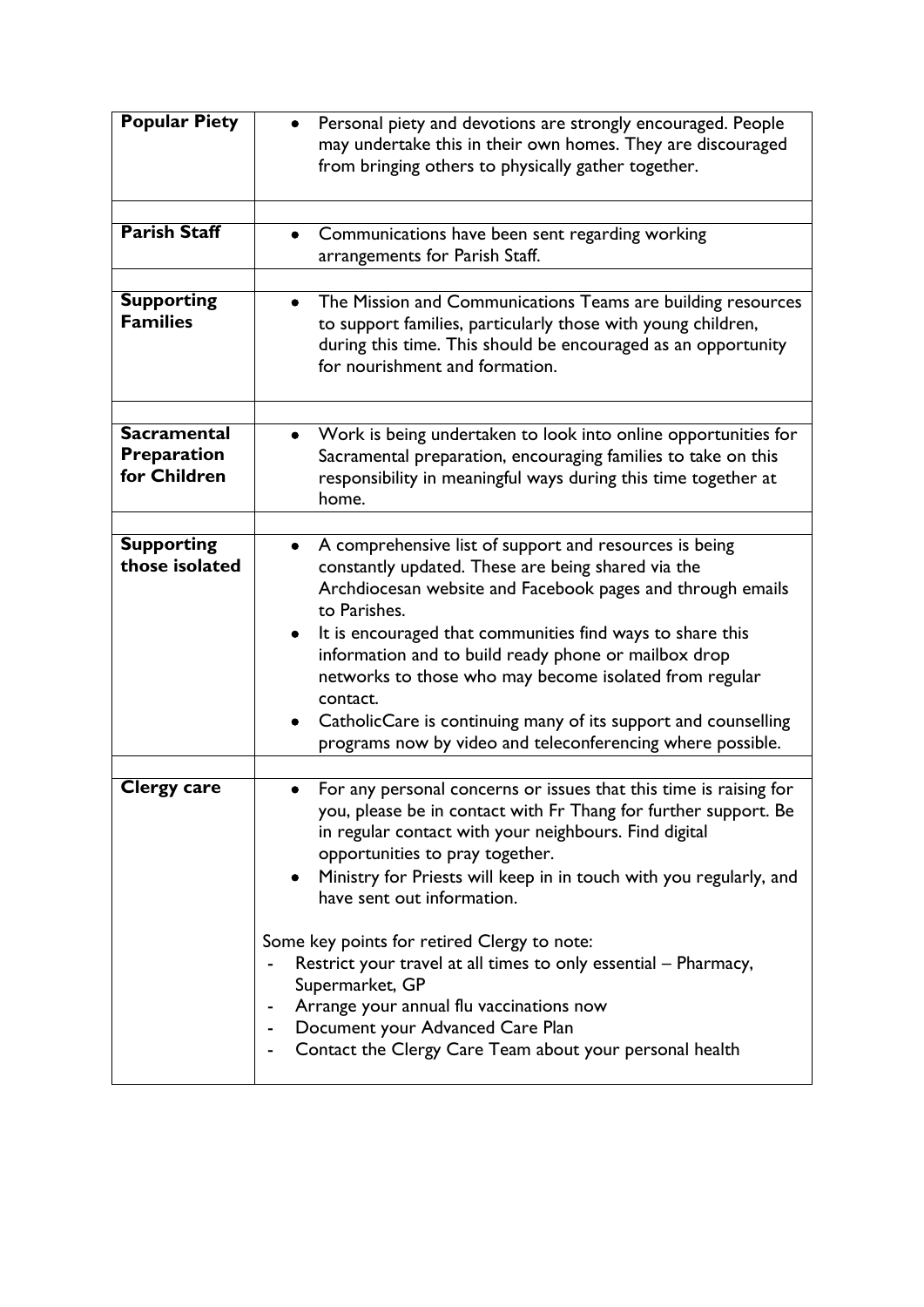| | |
|---|---|
| **Popular Piety** | • Personal piety and devotions are strongly encouraged. People may undertake this in their own homes. They are discouraged from bringing others to physically gather together. |
| **Parish Staff** | • Communications have been sent regarding working arrangements for Parish Staff. |
| **Supporting Families** | • The Mission and Communications Teams are building resources to support families, particularly those with young children, during this time. This should be encouraged as an opportunity for nourishment and formation. |
| **Sacramental Preparation for Children** | • Work is being undertaken to look into online opportunities for Sacramental preparation, encouraging families to take on this responsibility in meaningful ways during this time together at home. |
| **Supporting those isolated** | • A comprehensive list of support and resources is being constantly updated. These are being shared via the Archdiocesan website and Facebook pages and through emails to Parishes.<br>• It is encouraged that communities find ways to share this information and to build ready phone or mailbox drop networks to those who may become isolated from regular contact.<br>• CatholicCare is continuing many of its support and counselling programs now by video and teleconferencing where possible. |
| **Clergy care** | • For any personal concerns or issues that this time is raising for you, please be in contact with Fr Thang for further support. Be in regular contact with your neighbours. Find digital opportunities to pray together.<br>• Ministry for Priests will keep in in touch with you regularly, and have sent out information.<br><br>Some key points for retired Clergy to note:<br>- Restrict your travel at all times to only essential – Pharmacy, Supermarket, GP<br>- Arrange your annual flu vaccinations now<br>- Document your Advanced Care Plan<br>- Contact the Clergy Care Team about your personal health |